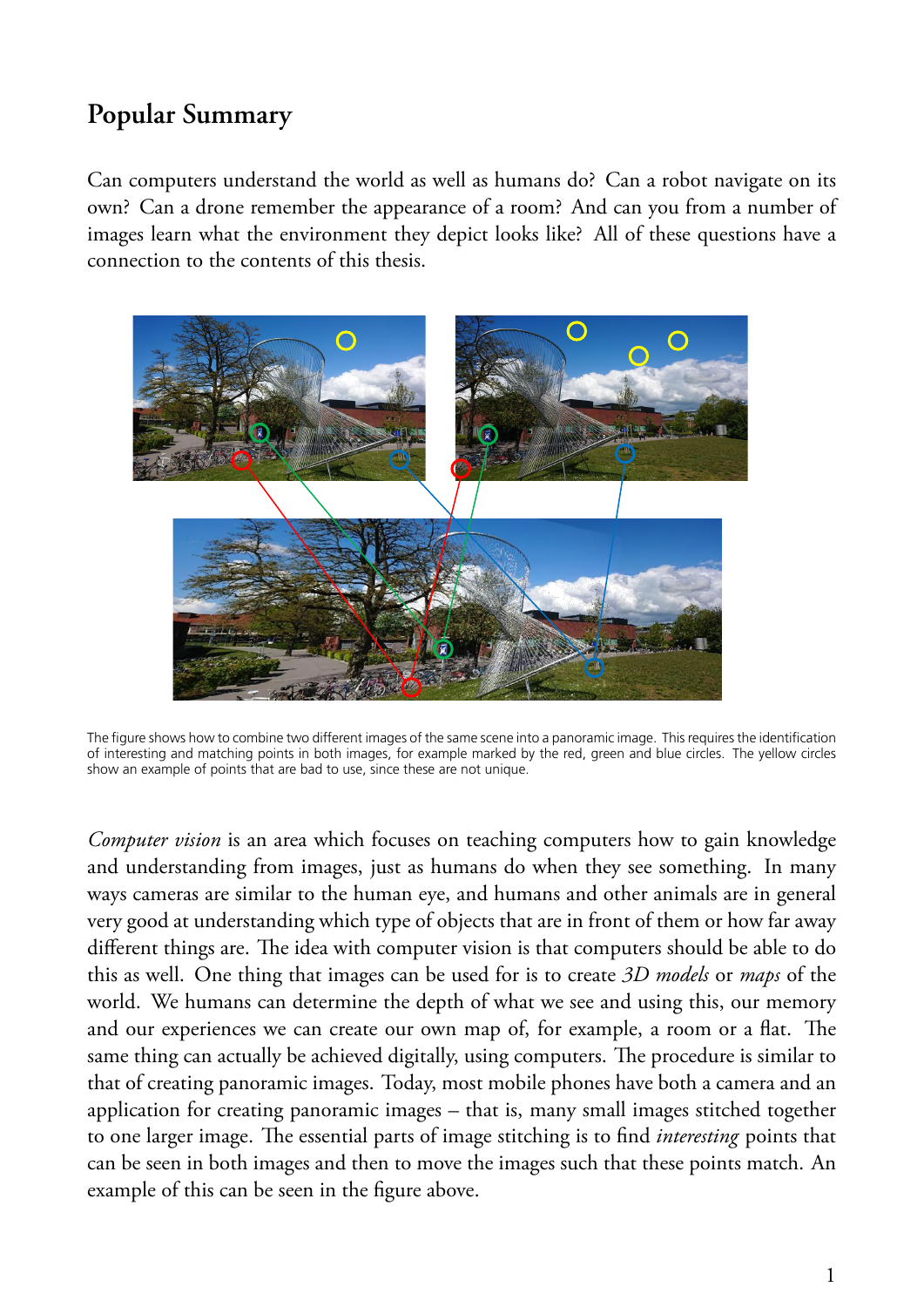# Popular Summary

Can computers understand the world as well as humans do? Can a robot navigate on its own? Can a drone remember the appearance of a room? And can you from a number of images learn what the environment they depict looks like? All of these questions have a connection to the contents of this thesis.

The figure shows how to combine two different images of the same scene into a panoramic image. This requires the identification of interesting and matching points in both images, for example marked by the red, green and blue circles. The yellow circles show an example of points that are bad to use, since these are not unique.

*Computer vision* is an area which focuses on teaching computers how to gain knowledge and understanding from images, just as humans do when they see something. In many ways cameras are similar to the human eye, and humans and other animals are in general very good at understanding which type of objects that are in front of them or how far away different things are. The idea with computer vision is that computers should be able to do this as well. One thing that images can be used for is to create *3D models* or *maps* of the world. We humans can determine the depth of what we see and using this, our memory and our experiences we can create our own map of, for example, a room or a flat. The same thing can actually be achieved digitally, using computers. The procedure is similar to that of creating panoramic images. Today, most mobile phones have both a camera and an application for creating panoramic images – that is, many small images stitched together to one larger image. The essential parts of image stitching is to find *interesting* points that can be seen in both images and then to move the images such that these points match. An example of this can be seen in the figure above.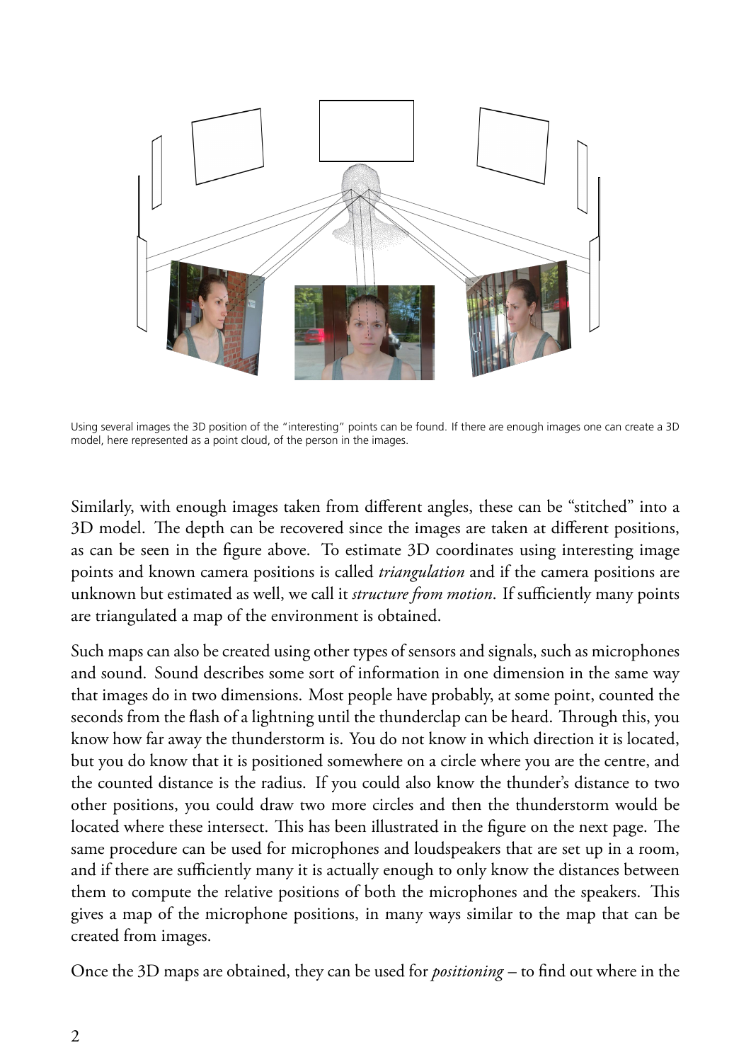Using several images the 3D position of the "interesting" points can be found. If there are enough images one can create a 3D model, here represented as a point cloud, of the person in the images.

Similarly, with enough images taken from different angles, these can be "stitched" into a 3D model. The depth can be recovered since the images are taken at different positions, as can be seen in the figure above. To estimate 3D coordinates using interesting image points and known camera positions is called *triangulation* and if the camera positions are unknown but estimated as well, we call it *structure from motion*. If sufficiently many points are triangulated a map of the environment is obtained.

Such maps can also be created using other types of sensors and signals, such as microphones and sound. Sound describes some sort of information in one dimension in the same way that images do in two dimensions. Most people have probably, at some point, counted the seconds from the flash of a lightning until the thunderclap can be heard. Through this, you know how far away the thunderstorm is. You do not know in which direction it is located, but you do know that it is positioned somewhere on a circle where you are the centre, and the counted distance is the radius. If you could also know the thunder's distance to two other positions, you could draw two more circles and then the thunderstorm would be located where these intersect. This has been illustrated in the figure on the next page. The same procedure can be used for microphones and loudspeakers that are set up in a room, and if there are sufficiently many it is actually enough to only know the distances between them to compute the relative positions of both the microphones and the speakers. This gives a map of the microphone positions, in many ways similar to the map that can be created from images.

Once the 3D maps are obtained, they can be used for *positioning* – to find out where in the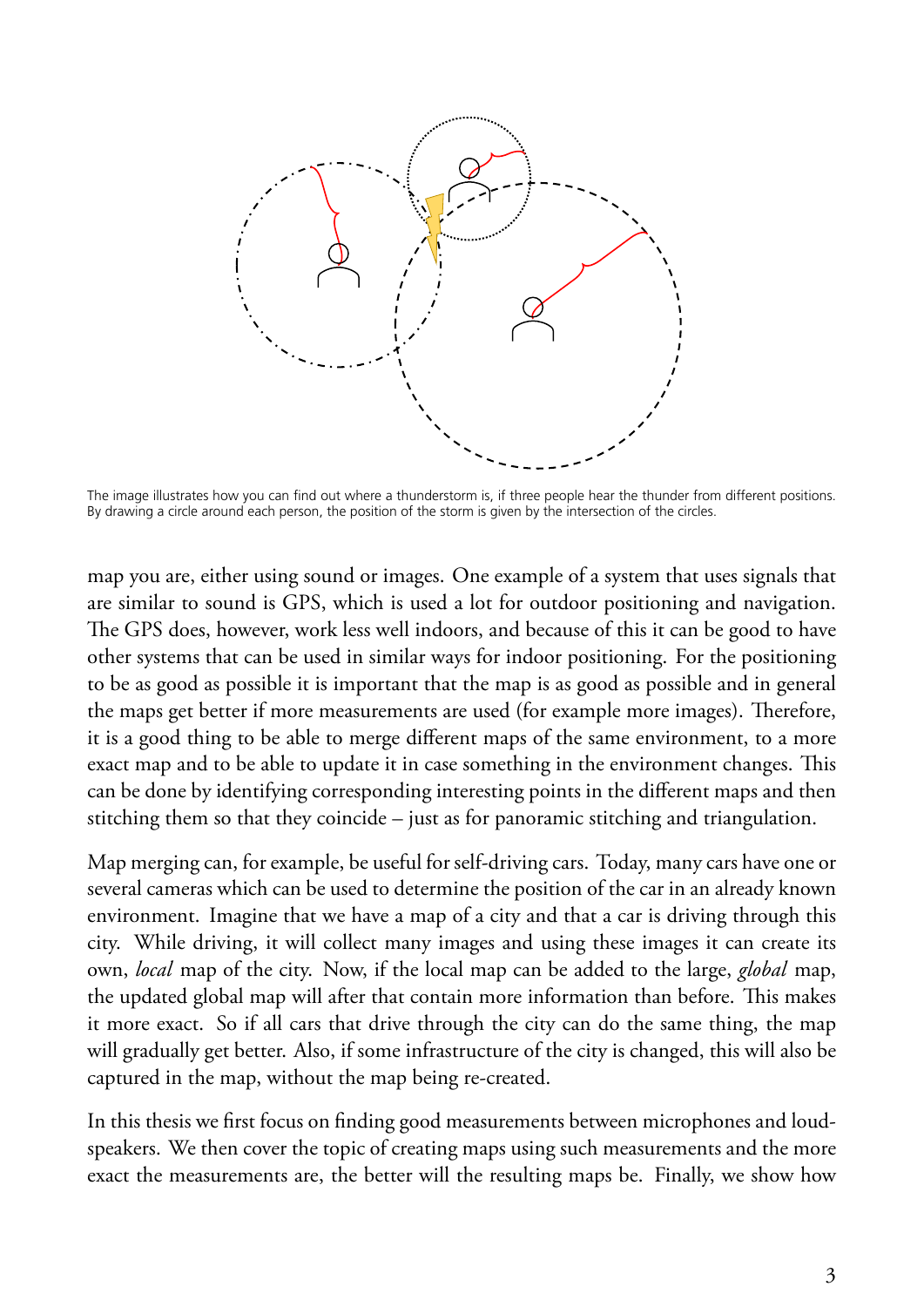The image illustrates how you can find out where a thunderstorm is, if three people hear the thunder from different positions. By drawing a circle around each person, the position of the storm is given by the intersection of the circles.

map you are, either using sound or images. One example of a system that uses signals that are similar to sound is GPS, which is used a lot for outdoor positioning and navigation. The GPS does, however, work less well indoors, and because of this it can be good to have other systems that can be used in similar ways for indoor positioning. For the positioning to be as good as possible it is important that the map is as good as possible and in general the maps get better if more measurements are used (for example more images). Therefore, it is a good thing to be able to merge different maps of the same environment, to a more exact map and to be able to update it in case something in the environment changes. This can be done by identifying corresponding interesting points in the different maps and then stitching them so that they coincide – just as for panoramic stitching and triangulation.

Map merging can, for example, be useful for self-driving cars. Today, many cars have one or several cameras which can be used to determine the position of the car in an already known environment. Imagine that we have a map of a city and that a car is driving through this city. While driving, it will collect many images and using these images it can create its own, *local* map of the city. Now, if the local map can be added to the large, *global* map, the updated global map will after that contain more information than before. This makes it more exact. So if all cars that drive through the city can do the same thing, the map will gradually get better. Also, if some infrastructure of the city is changed, this will also be captured in the map, without the map being re-created.

In this thesis we first focus on finding good measurements between microphones and loudspeakers. We then cover the topic of creating maps using such measurements and the more exact the measurements are, the better will the resulting maps be. Finally, we show how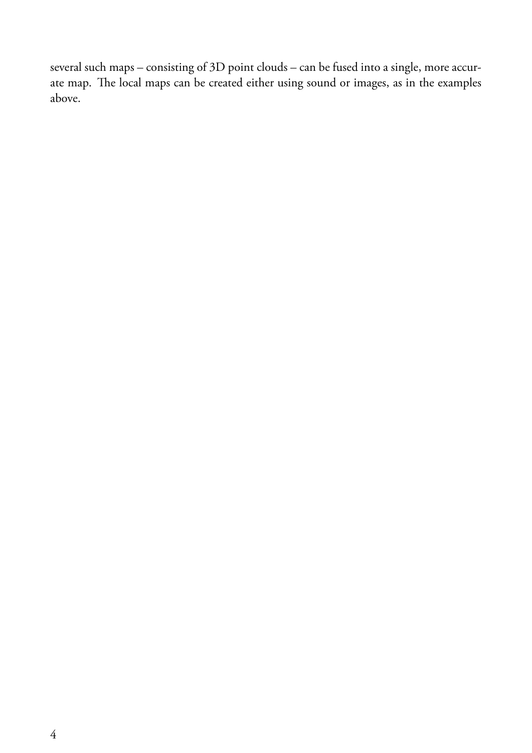several such maps – consisting of 3D point clouds – can be fused into a single, more accurate map. The local maps can be created either using sound or images, as in the examples above.